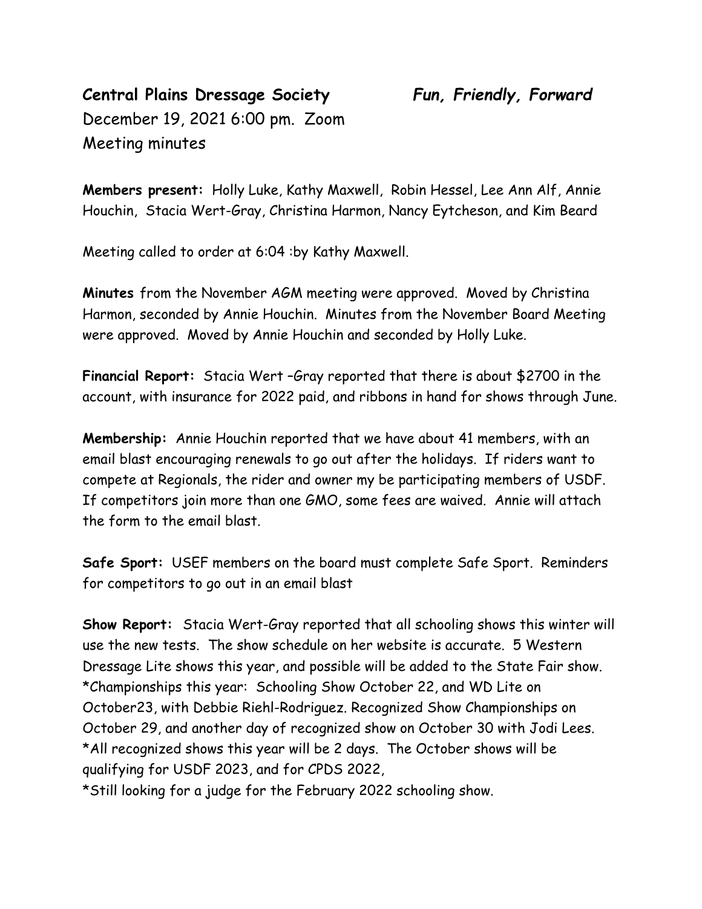**Central Plains Dressage Society** ***Fun, Friendly, Forward***

December 19, 2021 6:00 pm. Zoom

Meeting minutes

**Members present:** Holly Luke, Kathy Maxwell, Robin Hessel, Lee Ann Alf, Annie Houchin, Stacia Wert-Gray, Christina Harmon, Nancy Eytcheson, and Kim Beard

Meeting called to order at 6:04 :by Kathy Maxwell.

**Minutes** from the November AGM meeting were approved. Moved by Christina Harmon, seconded by Annie Houchin. Minutes from the November Board Meeting were approved. Moved by Annie Houchin and seconded by Holly Luke.

**Financial Report:** Stacia Wert –Gray reported that there is about $2700 in the account, with insurance for 2022 paid, and ribbons in hand for shows through June.

**Membership:** Annie Houchin reported that we have about 41 members, with an email blast encouraging renewals to go out after the holidays. If riders want to compete at Regionals, the rider and owner my be participating members of USDF. If competitors join more than one GMO, some fees are waived. Annie will attach the form to the email blast.

**Safe Sport:** USEF members on the board must complete Safe Sport. Reminders for competitors to go out in an email blast

**Show Report:** Stacia Wert-Gray reported that all schooling shows this winter will use the new tests. The show schedule on her website is accurate. 5 Western Dressage Lite shows this year, and possible will be added to the State Fair show.

*Championships this year: Schooling Show October 22, and WD Lite on October23, with Debbie Riehl-Rodriguez. Recognized Show Championships on October 29, and another day of recognized show on October 30 with Jodi Lees.

*All recognized shows this year will be 2 days. The October shows will be qualifying for USDF 2023, and for CPDS 2022,

*Still looking for a judge for the February 2022 schooling show.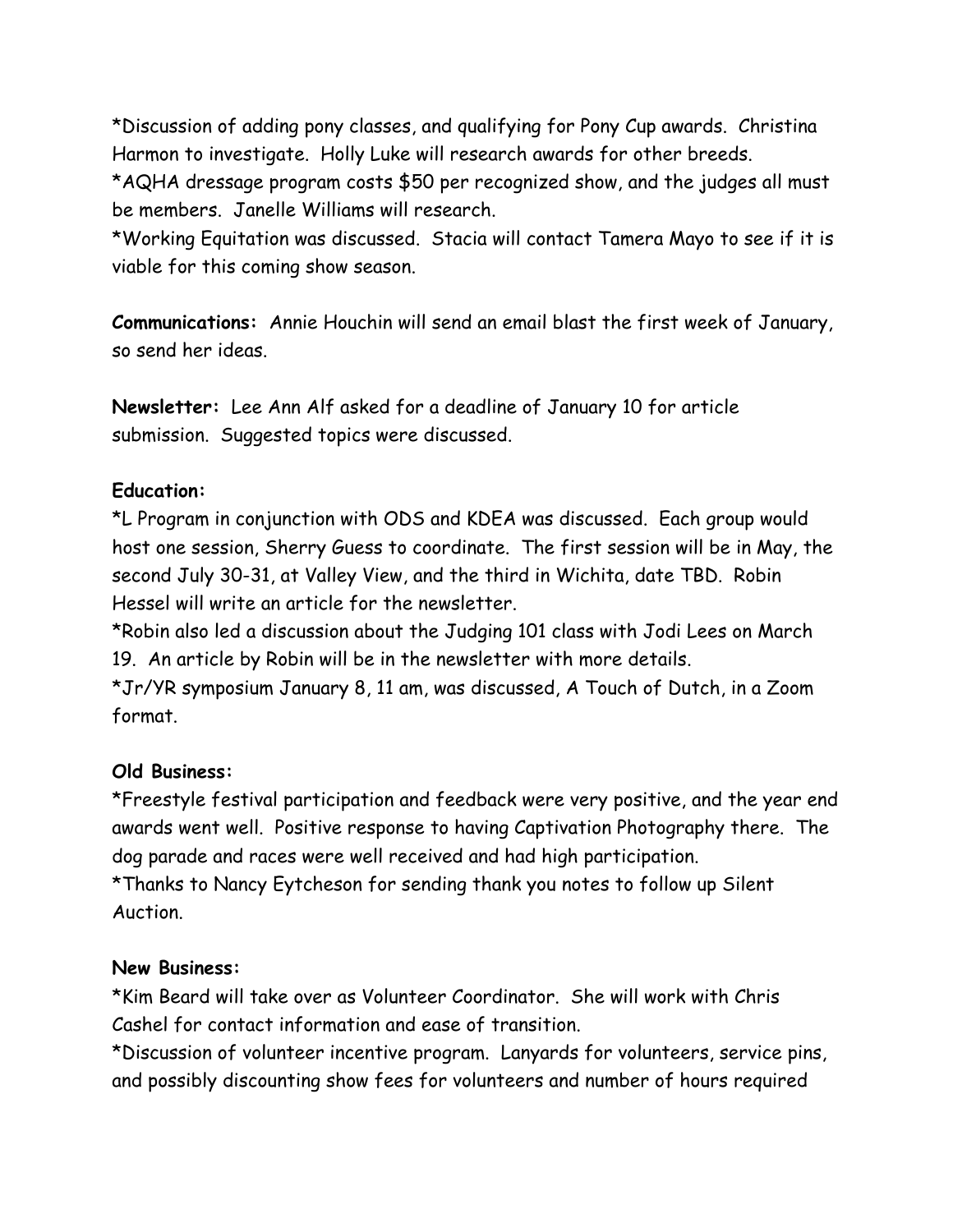*Discussion of adding pony classes, and qualifying for Pony Cup awards. Christina Harmon to investigate. Holly Luke will research awards for other breeds.
*AQHA dressage program costs $50 per recognized show, and the judges all must be members. Janelle Williams will research.
*Working Equitation was discussed. Stacia will contact Tamera Mayo to see if it is viable for this coming show season.

**Communications:** Annie Houchin will send an email blast the first week of January, so send her ideas.

**Newsletter:** Lee Ann Alf asked for a deadline of January 10 for article submission. Suggested topics were discussed.

**Education:**
*L Program in conjunction with ODS and KDEA was discussed. Each group would host one session, Sherry Guess to coordinate. The first session will be in May, the second July 30-31, at Valley View, and the third in Wichita, date TBD. Robin Hessel will write an article for the newsletter.
*Robin also led a discussion about the Judging 101 class with Jodi Lees on March 19. An article by Robin will be in the newsletter with more details.
*Jr/YR symposium January 8, 11 am, was discussed, A Touch of Dutch, in a Zoom format.

**Old Business:**
*Freestyle festival participation and feedback were very positive, and the year end awards went well. Positive response to having Captivation Photography there. The dog parade and races were well received and had high participation.
*Thanks to Nancy Eytcheson for sending thank you notes to follow up Silent Auction.

**New Business:**
*Kim Beard will take over as Volunteer Coordinator. She will work with Chris Cashel for contact information and ease of transition.
*Discussion of volunteer incentive program. Lanyards for volunteers, service pins, and possibly discounting show fees for volunteers and number of hours required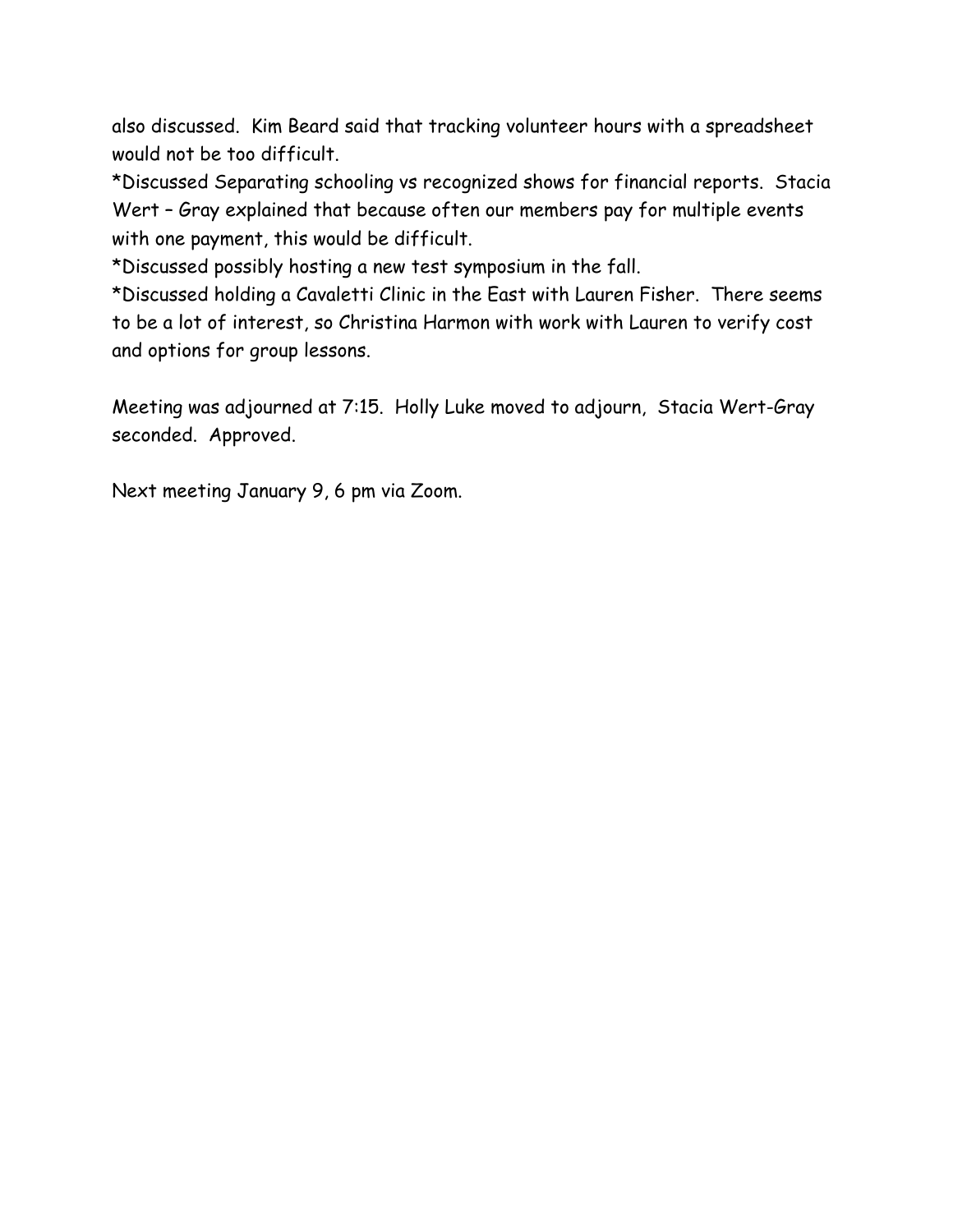also discussed. Kim Beard said that tracking volunteer hours with a spreadsheet would not be too difficult.

*Discussed Separating schooling vs recognized shows for financial reports. Stacia Wert – Gray explained that because often our members pay for multiple events with one payment, this would be difficult.

*Discussed possibly hosting a new test symposium in the fall.

*Discussed holding a Cavaletti Clinic in the East with Lauren Fisher. There seems to be a lot of interest, so Christina Harmon with work with Lauren to verify cost and options for group lessons.

Meeting was adjourned at 7:15. Holly Luke moved to adjourn, Stacia Wert-Gray seconded. Approved.

Next meeting January 9, 6 pm via Zoom.